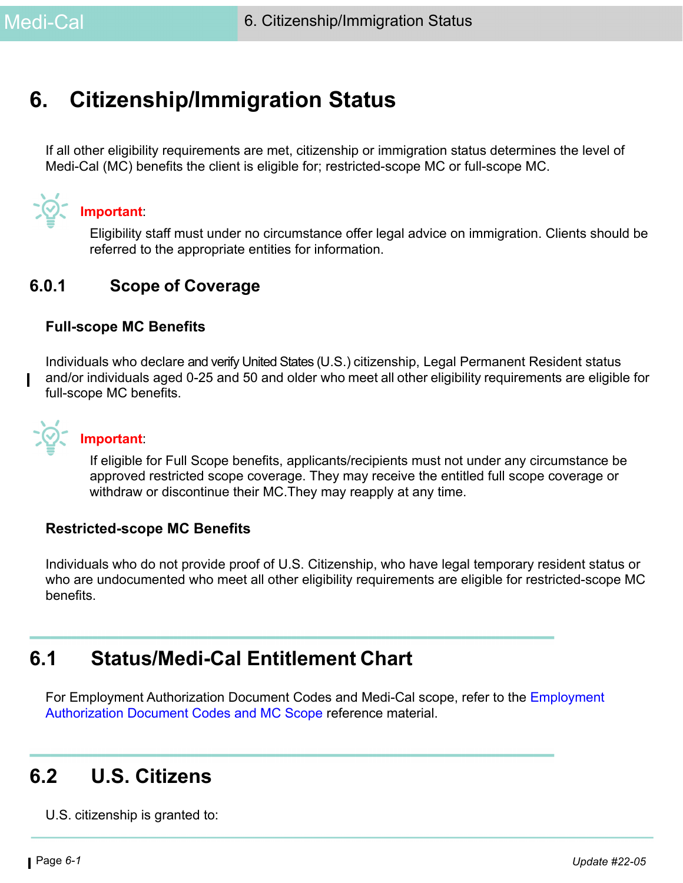# 6. Citizenship/Immigration Status

If all other eligibility requirements are met, citizenship or immigration status determines the level of Medi-Cal (MC) benefits the client is eligible for; restricted-scope MC or full-scope MC.

**Important**:

Eligibility staff must under no circumstance offer legal advice on immigration. Clients should be referred to the appropriate entities for information.

### 6.0.1 Scope of Coverage

**Full-scope MC Benefits**

Individuals who declare and verify United States (U.S.) citizenship, Legal Permanent Resident status and/or individuals aged 0-25 and 50 and older who meet all other eligibility requirements are eligible for full-scope MC benefits.

**Important**:

If eligible for Full Scope benefits, applicants/recipients must not under any circumstance be approved restricted scope coverage. They may receive the entitled full scope coverage or withdraw or discontinue their MC.They may reapply at any time.

**Restricted-scope MC Benefits**

Individuals who do not provide proof of U.S. Citizenship, who have legal temporary resident status or who are undocumented who meet all other eligibility requirements are eligible for restricted-scope MC benefits.

## 6.1 Status/Medi-Cal Entitlement Chart

For Employment Authorization Document Codes and Medi-Cal scope, refer to the Employment Authorization Document Codes and MC Scope reference material.

## 6.2 U.S. Citizens

U.S. citizenship is granted to: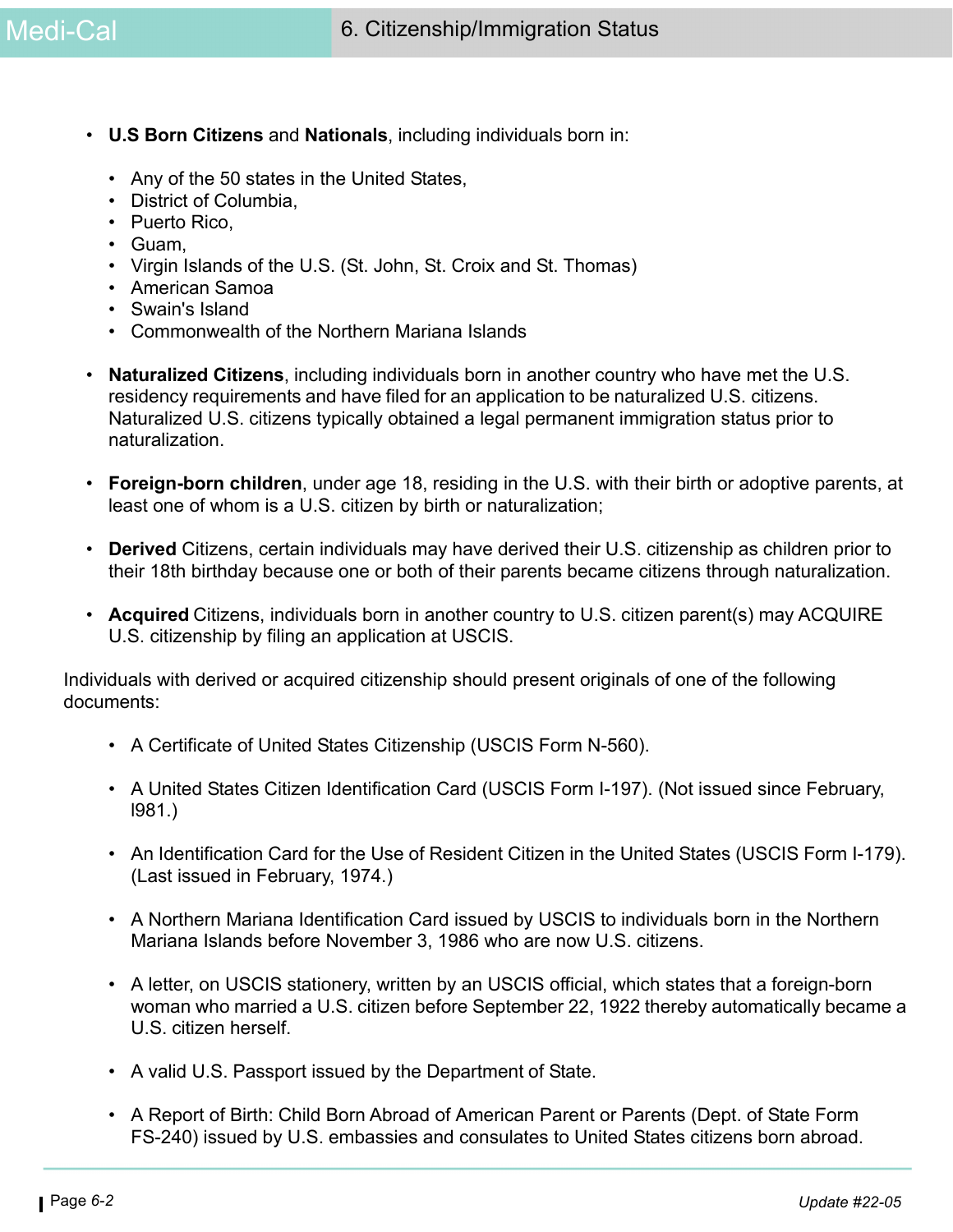- **U.S Born Citizens** and **Nationals**, including individuals born in:
  - Any of the 50 states in the United States,
  - District of Columbia,
  - Puerto Rico,
  - Guam,
  - Virgin Islands of the U.S. (St. John, St. Croix and St. Thomas)
  - American Samoa
  - Swain's Island
  - Commonwealth of the Northern Mariana Islands
- **Naturalized Citizens**, including individuals born in another country who have met the U.S. residency requirements and have filed for an application to be naturalized U.S. citizens. Naturalized U.S. citizens typically obtained a legal permanent immigration status prior to naturalization.
- **Foreign-born children**, under age 18, residing in the U.S. with their birth or adoptive parents, at least one of whom is a U.S. citizen by birth or naturalization;
- **Derived** Citizens, certain individuals may have derived their U.S. citizenship as children prior to their 18th birthday because one or both of their parents became citizens through naturalization.
- **Acquired** Citizens, individuals born in another country to U.S. citizen parent(s) may ACQUIRE U.S. citizenship by filing an application at USCIS.

Individuals with derived or acquired citizenship should present originals of one of the following documents:

- A Certificate of United States Citizenship (USCIS Form N-560).
- A United States Citizen Identification Card (USCIS Form I-197). (Not issued since February, l981.)
- An Identification Card for the Use of Resident Citizen in the United States (USCIS Form I-179). (Last issued in February, 1974.)
- A Northern Mariana Identification Card issued by USCIS to individuals born in the Northern Mariana Islands before November 3, 1986 who are now U.S. citizens.
- A letter, on USCIS stationery, written by an USCIS official, which states that a foreign-born woman who married a U.S. citizen before September 22, 1922 thereby automatically became a U.S. citizen herself.
- A valid U.S. Passport issued by the Department of State.
- A Report of Birth: Child Born Abroad of American Parent or Parents (Dept. of State Form FS-240) issued by U.S. embassies and consulates to United States citizens born abroad.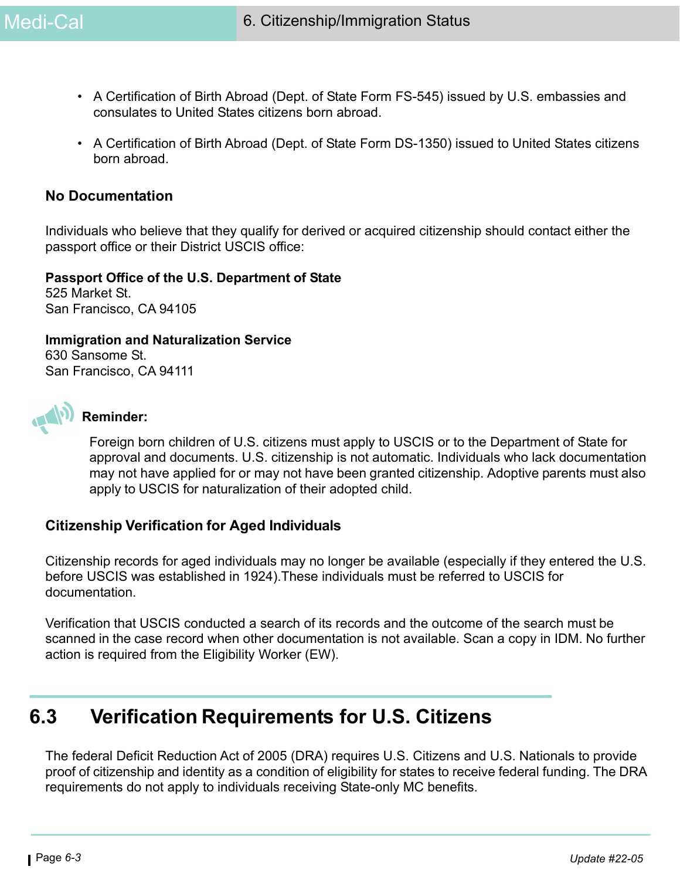- A Certification of Birth Abroad (Dept. of State Form FS-545) issued by U.S. embassies and consulates to United States citizens born abroad.
- A Certification of Birth Abroad (Dept. of State Form DS-1350) issued to United States citizens born abroad.

### No Documentation

Individuals who believe that they qualify for derived or acquired citizenship should contact either the passport office or their District USCIS office:

**Passport Office of the U.S. Department of State**
525 Market St.
San Francisco, CA 94105

**Immigration and Naturalization Service**
630 Sansome St.
San Francisco, CA 94111

**Reminder:**

Foreign born children of U.S. citizens must apply to USCIS or to the Department of State for approval and documents. U.S. citizenship is not automatic. Individuals who lack documentation may not have applied for or may not have been granted citizenship. Adoptive parents must also apply to USCIS for naturalization of their adopted child.

### Citizenship Verification for Aged Individuals

Citizenship records for aged individuals may no longer be available (especially if they entered the U.S. before USCIS was established in 1924).These individuals must be referred to USCIS for documentation.

Verification that USCIS conducted a search of its records and the outcome of the search must be scanned in the case record when other documentation is not available. Scan a copy in IDM. No further action is required from the Eligibility Worker (EW).

## 6.3 Verification Requirements for U.S. Citizens

The federal Deficit Reduction Act of 2005 (DRA) requires U.S. Citizens and U.S. Nationals to provide proof of citizenship and identity as a condition of eligibility for states to receive federal funding. The DRA requirements do not apply to individuals receiving State-only MC benefits.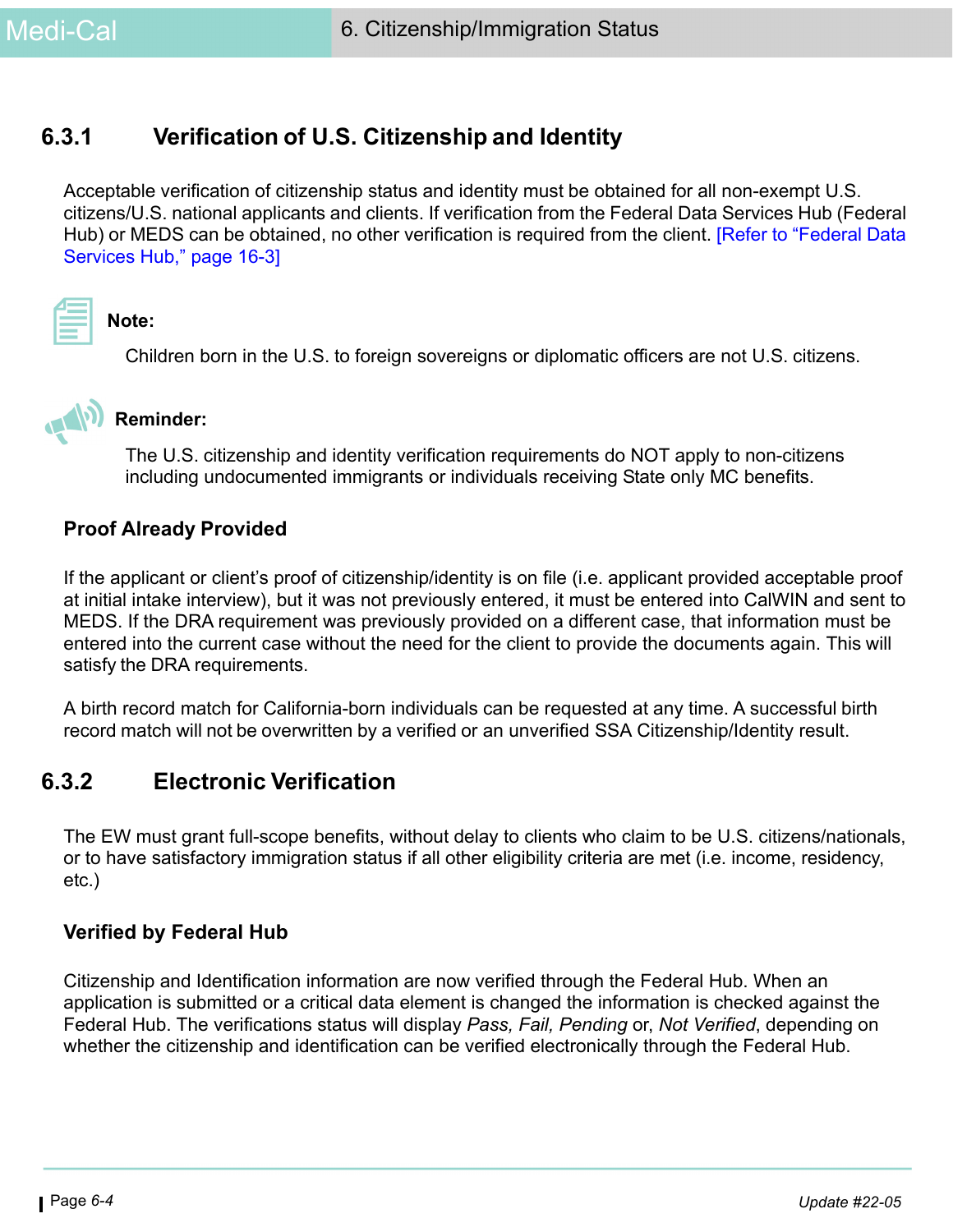## 6.3.1 Verification of U.S. Citizenship and Identity

Acceptable verification of citizenship status and identity must be obtained for all non-exempt U.S. citizens/U.S. national applicants and clients. If verification from the Federal Data Services Hub (Federal Hub) or MEDS can be obtained, no other verification is required from the client. [Refer to “Federal Data Services Hub,” page 16-3]

**Note:**

Children born in the U.S. to foreign sovereigns or diplomatic officers are not U.S. citizens.

**Reminder:**

The U.S. citizenship and identity verification requirements do NOT apply to non-citizens including undocumented immigrants or individuals receiving State only MC benefits.

### Proof Already Provided

If the applicant or client’s proof of citizenship/identity is on file (i.e. applicant provided acceptable proof at initial intake interview), but it was not previously entered, it must be entered into CalWIN and sent to MEDS. If the DRA requirement was previously provided on a different case, that information must be entered into the current case without the need for the client to provide the documents again. This will satisfy the DRA requirements.

A birth record match for California-born individuals can be requested at any time. A successful birth record match will not be overwritten by a verified or an unverified SSA Citizenship/Identity result.

## 6.3.2 Electronic Verification

The EW must grant full-scope benefits, without delay to clients who claim to be U.S. citizens/nationals, or to have satisfactory immigration status if all other eligibility criteria are met (i.e. income, residency, etc.)

### Verified by Federal Hub

Citizenship and Identification information are now verified through the Federal Hub. When an application is submitted or a critical data element is changed the information is checked against the Federal Hub. The verifications status will display *Pass, Fail, Pending* or, *Not Verified*, depending on whether the citizenship and identification can be verified electronically through the Federal Hub.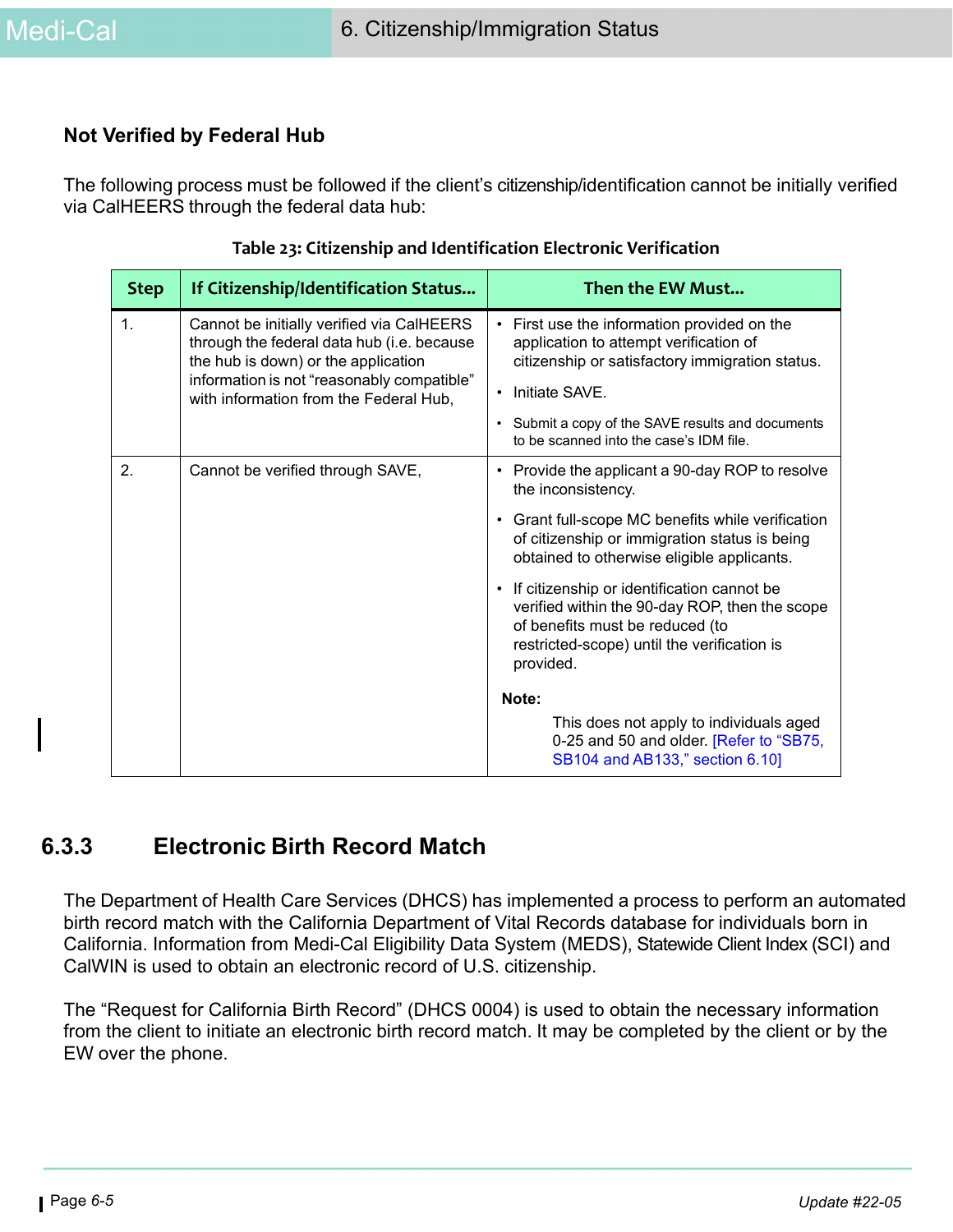### Not Verified by Federal Hub

The following process must be followed if the client's citizenship/identification cannot be initially verified via CalHEERS through the federal data hub:

**Table 23: Citizenship and Identification Electronic Verification**

| Step | If Citizenship/Identification Status... | Then the EW Must... |
|---|---|---|
| 1. | Cannot be initially verified via CalHEERS through the federal data hub (i.e. because the hub is down) or the application information is not "reasonably compatible" with information from the Federal Hub, | • First use the information provided on the application to attempt verification of citizenship or satisfactory immigration status.<br>• Initiate SAVE.<br>• Submit a copy of the SAVE results and documents to be scanned into the case's IDM file. |
| 2. | Cannot be verified through SAVE, | • Provide the applicant a 90-day ROP to resolve the inconsistency.<br>• Grant full-scope MC benefits while verification of citizenship or immigration status is being obtained to otherwise eligible applicants.<br>• If citizenship or identification cannot be verified within the 90-day ROP, then the scope of benefits must be reduced (to restricted-scope) until the verification is provided.<br>**Note:**<br>This does not apply to individuals aged 0-25 and 50 and older. [Refer to "SB75, SB104 and AB133," section 6.10] |

## 6.3.3 Electronic Birth Record Match

The Department of Health Care Services (DHCS) has implemented a process to perform an automated birth record match with the California Department of Vital Records database for individuals born in California. Information from Medi-Cal Eligibility Data System (MEDS), Statewide Client Index (SCI) and CalWIN is used to obtain an electronic record of U.S. citizenship.

The "Request for California Birth Record" (DHCS 0004) is used to obtain the necessary information from the client to initiate an electronic birth record match. It may be completed by the client or by the EW over the phone.